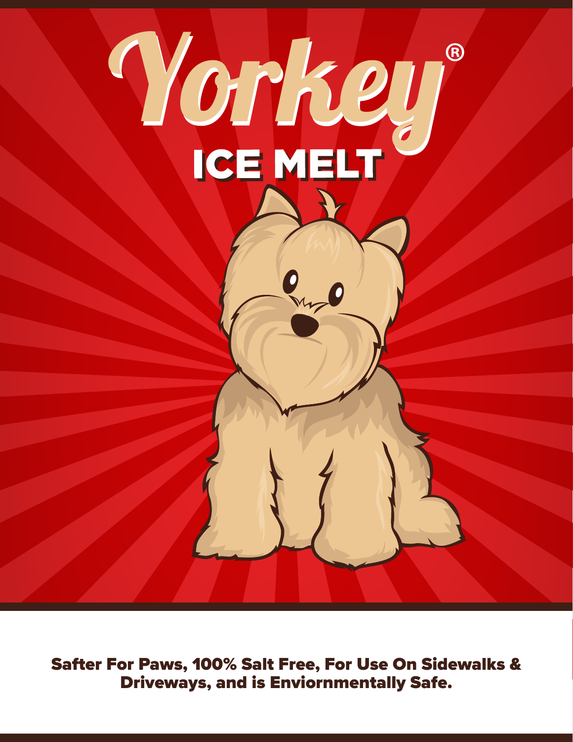# Yorkey®

## ICE MELT

**Safter For Paws, 100% Salt Free, For Use On Sidewalks & Driveways, and is Enviornmentally Safe.**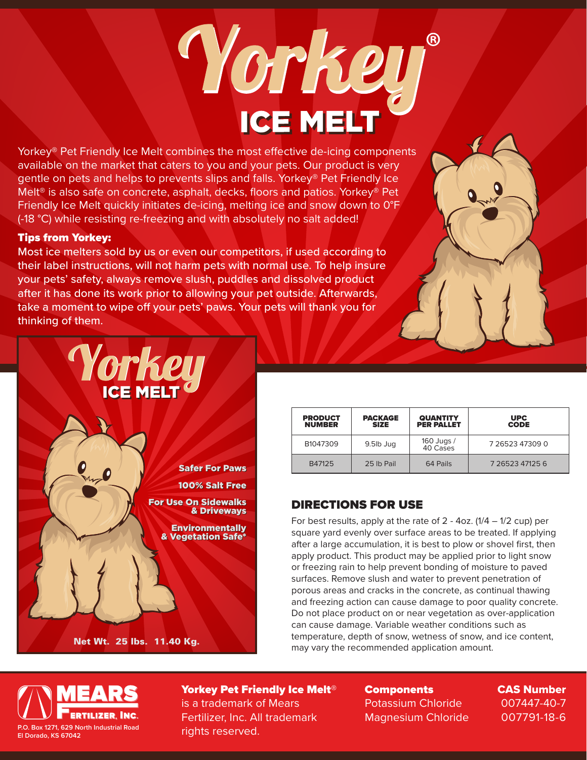# Yorkey® ICE MELT

Yorkey® Pet Friendly Ice Melt combines the most effective de-icing components available on the market that caters to you and your pets. Our product is very gentle on pets and helps to prevents slips and falls. Yorkey® Pet Friendly Ice Melt® is also safe on concrete, asphalt, decks, floors and patios. Yorkey® Pet Friendly Ice Melt quickly initiates de-icing, melting ice and snow down to 0°F (-18 °C) while resisting re-freezing and with absolutely no salt added!

**Tips from Yorkey:**

Most ice melters sold by us or even our competitors, if used according to their label instructions, will not harm pets with normal use. To help insure your pets' safety, always remove slush, puddles and dissolved product after it has done its work prior to allowing your pet outside. Afterwards, take a moment to wipe off your pets' paws. Your pets will thank you for thinking of them.

Yorkey ICE MELT

Safer For Paws

100% Salt Free

For Use On Sidewalks & Driveways

Environmentally & Vegetation Safe*

Net Wt. 25 lbs. 11.40 Kg.

| PRODUCT NUMBER | PACKAGE SIZE | QUANTITY PER PALLET | UPC CODE |
|---|---|---|---|
| B1047309 | 9.5lb Jug | 160 Jugs / 40 Cases | 7 26523 47309 0 |
| B47125 | 25 lb Pail | 64 Pails | 7 26523 47125 6 |

## DIRECTIONS FOR USE

For best results, apply at the rate of 2 - 4oz. (1/4 – 1/2 cup) per square yard evenly over surface areas to be treated. If applying after a large accumulation, it is best to plow or shovel first, then apply product. This product may be applied prior to light snow or freezing rain to help prevent bonding of moisture to paved surfaces. Remove slush and water to prevent penetration of porous areas and cracks in the concrete, as continual thawing and freezing action can cause damage to poor quality concrete. Do not place product on or near vegetation as over-application can cause damage. Variable weather conditions such as temperature, depth of snow, wetness of snow, and ice content, may vary the recommended application amount.

MEARS FERTILIZER, INC.
P.O. Box 1271, 629 North Industrial Road
El Dorado, KS 67042

**Yorkey Pet Friendly Ice Melt®** is a trademark of Mears Fertilizer, Inc. All trademark rights reserved.

| Components | CAS Number |
|---|---|
| Potassium Chloride | 007447-40-7 |
| Magnesium Chloride | 007791-18-6 |